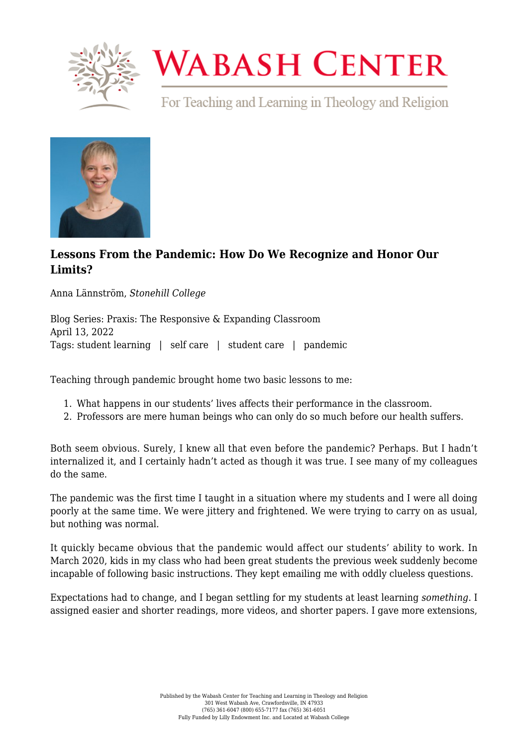# Lessons From the Pandemic: How Do We Recognize and Honor Our Limits?

Anna Lännström, *Stonehill College*

Blog Series: Praxis: The Responsive & Expanding Classroom
April 13, 2022
Tags: student learning | self care | student care | pandemic

Teaching through pandemic brought home two basic lessons to me:

1. What happens in our students' lives affects their performance in the classroom.
2. Professors are mere human beings who can only do so much before our health suffers.

Both seem obvious. Surely, I knew all that even before the pandemic? Perhaps. But I hadn't internalized it, and I certainly hadn't acted as though it was true. I see many of my colleagues do the same.

The pandemic was the first time I taught in a situation where my students and I were all doing poorly at the same time. We were jittery and frightened. We were trying to carry on as usual, but nothing was normal.

It quickly became obvious that the pandemic would affect our students' ability to work. In March 2020, kids in my class who had been great students the previous week suddenly become incapable of following basic instructions. They kept emailing me with oddly clueless questions.

Expectations had to change, and I began settling for my students at least learning *something*. I assigned easier and shorter readings, more videos, and shorter papers. I gave more extensions,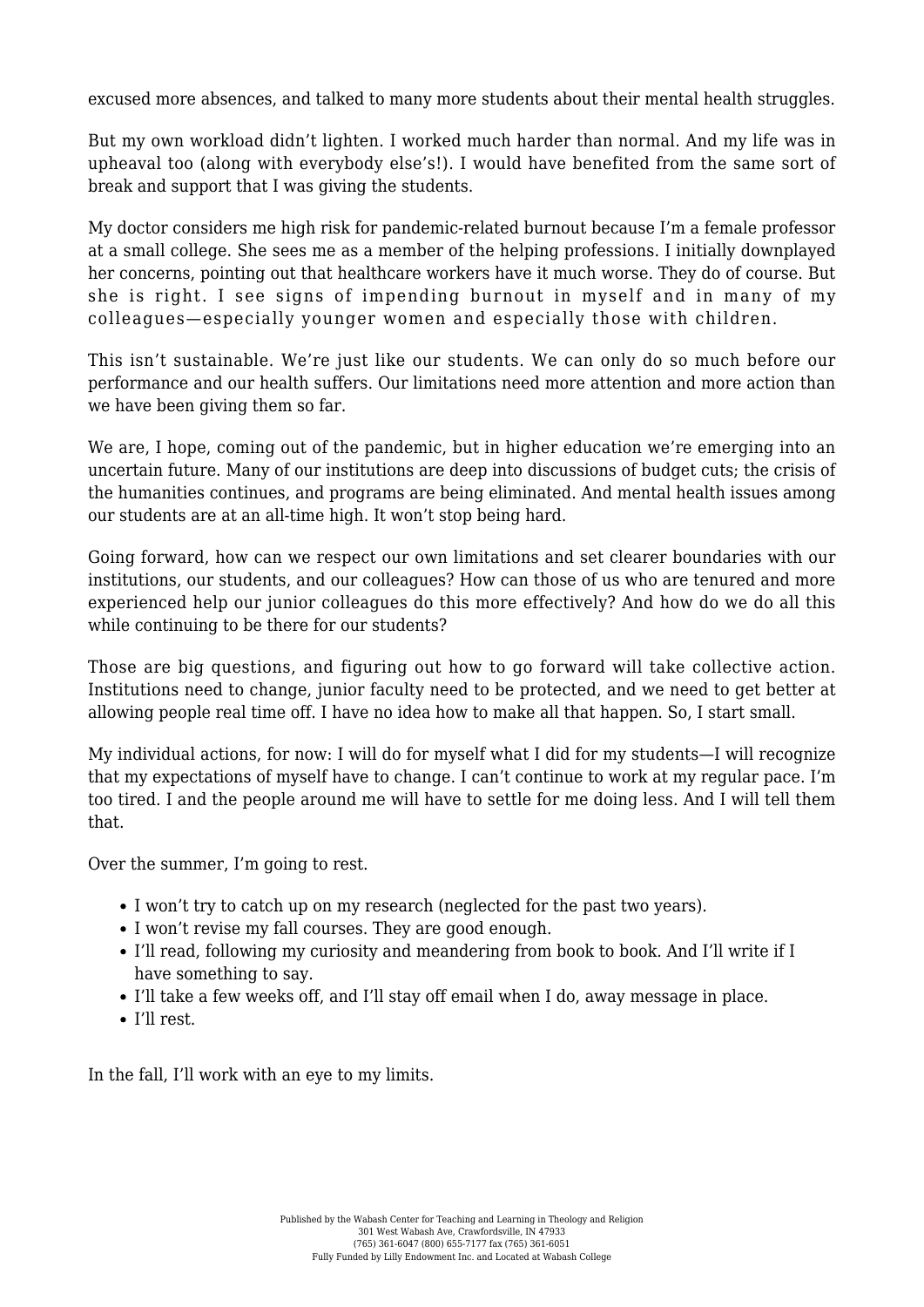excused more absences, and talked to many more students about their mental health struggles.

But my own workload didn't lighten. I worked much harder than normal. And my life was in upheaval too (along with everybody else's!). I would have benefited from the same sort of break and support that I was giving the students.

My doctor considers me high risk for pandemic-related burnout because I'm a female professor at a small college. She sees me as a member of the helping professions. I initially downplayed her concerns, pointing out that healthcare workers have it much worse. They do of course. But she is right. I see signs of impending burnout in myself and in many of my colleagues—especially younger women and especially those with children.

This isn't sustainable. We're just like our students. We can only do so much before our performance and our health suffers. Our limitations need more attention and more action than we have been giving them so far.

We are, I hope, coming out of the pandemic, but in higher education we're emerging into an uncertain future. Many of our institutions are deep into discussions of budget cuts; the crisis of the humanities continues, and programs are being eliminated. And mental health issues among our students are at an all-time high. It won't stop being hard.

Going forward, how can we respect our own limitations and set clearer boundaries with our institutions, our students, and our colleagues? How can those of us who are tenured and more experienced help our junior colleagues do this more effectively? And how do we do all this while continuing to be there for our students?

Those are big questions, and figuring out how to go forward will take collective action. Institutions need to change, junior faculty need to be protected, and we need to get better at allowing people real time off. I have no idea how to make all that happen. So, I start small.

My individual actions, for now: I will do for myself what I did for my students—I will recognize that my expectations of myself have to change. I can't continue to work at my regular pace. I'm too tired. I and the people around me will have to settle for me doing less. And I will tell them that.

Over the summer, I'm going to rest.

- I won't try to catch up on my research (neglected for the past two years).
- I won't revise my fall courses. They are good enough.
- I'll read, following my curiosity and meandering from book to book. And I'll write if I have something to say.
- I'll take a few weeks off, and I'll stay off email when I do, away message in place.
- I'll rest.

In the fall, I'll work with an eye to my limits.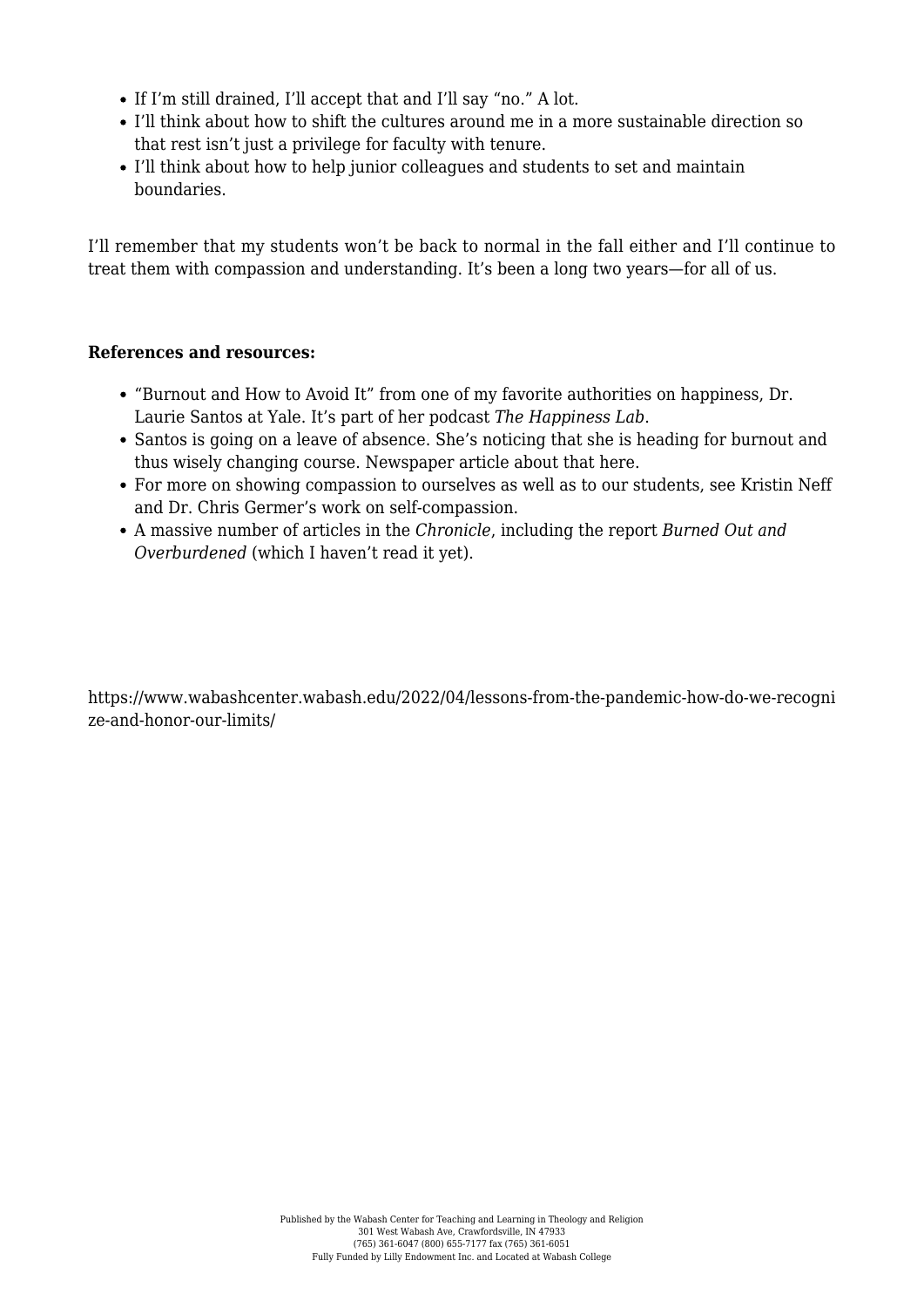- If I'm still drained, I'll accept that and I'll say "no." A lot.
- I'll think about how to shift the cultures around me in a more sustainable direction so that rest isn't just a privilege for faculty with tenure.
- I'll think about how to help junior colleagues and students to set and maintain boundaries.

I'll remember that my students won't be back to normal in the fall either and I'll continue to treat them with compassion and understanding. It's been a long two years—for all of us.

**References and resources:**

- "Burnout and How to Avoid It" from one of my favorite authorities on happiness, Dr. Laurie Santos at Yale. It's part of her podcast *The Happiness Lab*.
- Santos is going on a leave of absence. She's noticing that she is heading for burnout and thus wisely changing course. Newspaper article about that here.
- For more on showing compassion to ourselves as well as to our students, see Kristin Neff and Dr. Chris Germer's work on self-compassion.
- A massive number of articles in the *Chronicle*, including the report *Burned Out and Overburdened* (which I haven't read it yet).

https://www.wabashcenter.wabash.edu/2022/04/lessons-from-the-pandemic-how-do-we-recognize-and-honor-our-limits/